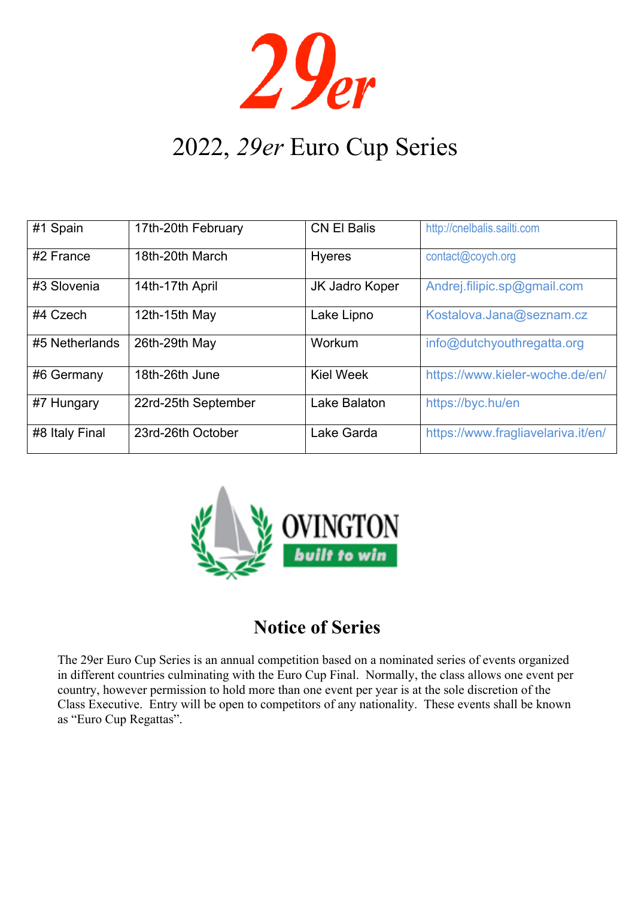# 29er

## 2022, *29er* Euro Cup Series

| #1 Spain | 17th-20th February | CN El Balis | http://cnelbalis.sailti.com |
|---|---|---|---|
| #2 France | 18th-20th March | Hyeres | contact@coych.org |
| #3 Slovenia | 14th-17th April | JK Jadro Koper | Andrej.filipic.sp@gmail.com |
| #4 Czech | 12th-15th May | Lake Lipno | Kostalova.Jana@seznam.cz |
| #5 Netherlands | 26th-29th May | Workum | info@dutchyouthregatta.org |
| #6 Germany | 18th-26th June | Kiel Week | https://www.kieler-woche.de/en/ |
| #7 Hungary | 22rd-25th September | Lake Balaton | https://byc.hu/en |
| #8 Italy Final | 23rd-26th October | Lake Garda | https://www.fragliavelariva.it/en/ |

OVINGTON built to win

## Notice of Series

The 29er Euro Cup Series is an annual competition based on a nominated series of events organized in different countries culminating with the Euro Cup Final. Normally, the class allows one event per country, however permission to hold more than one event per year is at the sole discretion of the Class Executive. Entry will be open to competitors of any nationality. These events shall be known as "Euro Cup Regattas".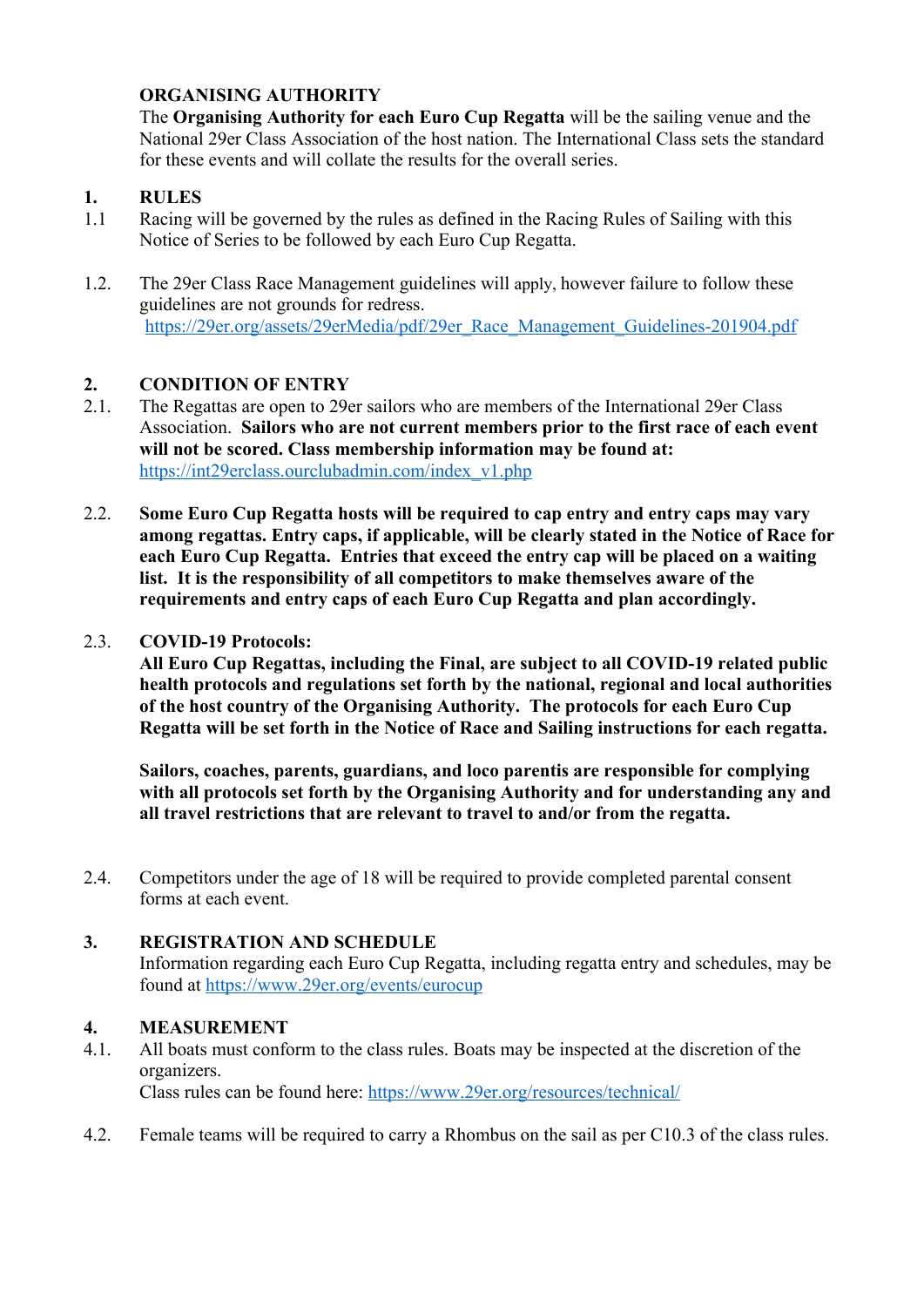## ORGANISING AUTHORITY

The **Organising Authority for each Euro Cup Regatta** will be the sailing venue and the National 29er Class Association of the host nation. The International Class sets the standard for these events and will collate the results for the overall series.

## 1. RULES

1.1 Racing will be governed by the rules as defined in the Racing Rules of Sailing with this Notice of Series to be followed by each Euro Cup Regatta.

1.2. The 29er Class Race Management guidelines will apply, however failure to follow these guidelines are not grounds for redress.
[https://29er.org/assets/29erMedia/pdf/29er_Race_Management_Guidelines-201904.pdf](https://29er.org/assets/29erMedia/pdf/29er_Race_Management_Guidelines-201904.pdf)

## 2. CONDITION OF ENTRY

2.1. The Regattas are open to 29er sailors who are members of the International 29er Class Association. **Sailors who are not current members prior to the first race of each event will not be scored. Class membership information may be found at:** [https://int29erclass.ourclubadmin.com/index_v1.php](https://int29erclass.ourclubadmin.com/index_v1.php)

2.2. **Some Euro Cup Regatta hosts will be required to cap entry and entry caps may vary among regattas. Entry caps, if applicable, will be clearly stated in the Notice of Race for each Euro Cup Regatta. Entries that exceed the entry cap will be placed on a waiting list. It is the responsibility of all competitors to make themselves aware of the requirements and entry caps of each Euro Cup Regatta and plan accordingly.**

2.3. **COVID-19 Protocols:**
**All Euro Cup Regattas, including the Final, are subject to all COVID-19 related public health protocols and regulations set forth by the national, regional and local authorities of the host country of the Organising Authority. The protocols for each Euro Cup Regatta will be set forth in the Notice of Race and Sailing instructions for each regatta.**

**Sailors, coaches, parents, guardians, and loco parentis are responsible for complying with all protocols set forth by the Organising Authority and for understanding any and all travel restrictions that are relevant to travel to and/or from the regatta.**

2.4. Competitors under the age of 18 will be required to provide completed parental consent forms at each event.

## 3. REGISTRATION AND SCHEDULE

Information regarding each Euro Cup Regatta, including regatta entry and schedules, may be found at [https://www.29er.org/events/eurocup](https://www.29er.org/events/eurocup)

## 4. MEASUREMENT

4.1. All boats must conform to the class rules. Boats may be inspected at the discretion of the organizers.
Class rules can be found here: [https://www.29er.org/resources/technical/](https://www.29er.org/resources/technical/)

4.2. Female teams will be required to carry a Rhombus on the sail as per C10.3 of the class rules.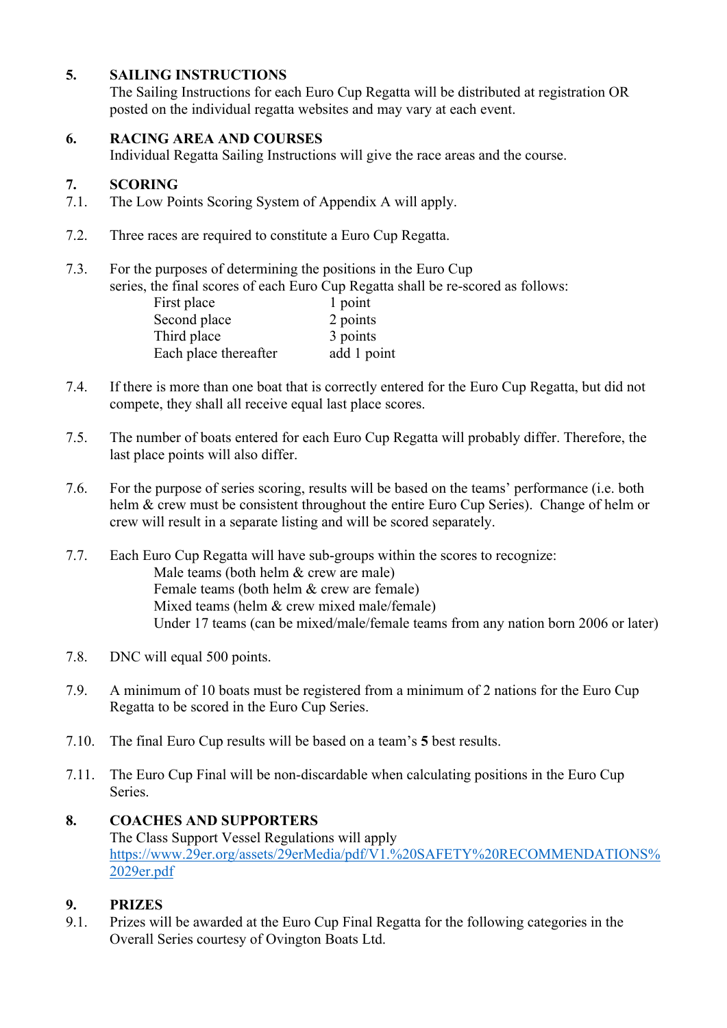## 5. SAILING INSTRUCTIONS

The Sailing Instructions for each Euro Cup Regatta will be distributed at registration OR posted on the individual regatta websites and may vary at each event.

## 6. RACING AREA AND COURSES

Individual Regatta Sailing Instructions will give the race areas and the course.

## 7. SCORING

7.1. The Low Points Scoring System of Appendix A will apply.

7.2. Three races are required to constitute a Euro Cup Regatta.

7.3. For the purposes of determining the positions in the Euro Cup series, the final scores of each Euro Cup Regatta shall be re-scored as follows:

| | |
|---|---|
| First place | 1 point |
| Second place | 2 points |
| Third place | 3 points |
| Each place thereafter | add 1 point |

7.4. If there is more than one boat that is correctly entered for the Euro Cup Regatta, but did not compete, they shall all receive equal last place scores.

7.5. The number of boats entered for each Euro Cup Regatta will probably differ. Therefore, the last place points will also differ.

7.6. For the purpose of series scoring, results will be based on the teams' performance (i.e. both helm & crew must be consistent throughout the entire Euro Cup Series). Change of helm or crew will result in a separate listing and will be scored separately.

7.7. Each Euro Cup Regatta will have sub-groups within the scores to recognize:
- Male teams (both helm & crew are male)
- Female teams (both helm & crew are female)
- Mixed teams (helm & crew mixed male/female)
- Under 17 teams (can be mixed/male/female teams from any nation born 2006 or later)

7.8. DNC will equal 500 points.

7.9. A minimum of 10 boats must be registered from a minimum of 2 nations for the Euro Cup Regatta to be scored in the Euro Cup Series.

7.10. The final Euro Cup results will be based on a team's **5** best results.

7.11. The Euro Cup Final will be non-discardable when calculating positions in the Euro Cup Series.

## 8. COACHES AND SUPPORTERS

The Class Support Vessel Regulations will apply
[https://www.29er.org/assets/29erMedia/pdf/V1.%20SAFETY%20RECOMMENDATIONS%2029er.pdf](https://www.29er.org/assets/29erMedia/pdf/V1.%20SAFETY%20RECOMMENDATIONS%2029er.pdf)

## 9. PRIZES

9.1. Prizes will be awarded at the Euro Cup Final Regatta for the following categories in the Overall Series courtesy of Ovington Boats Ltd.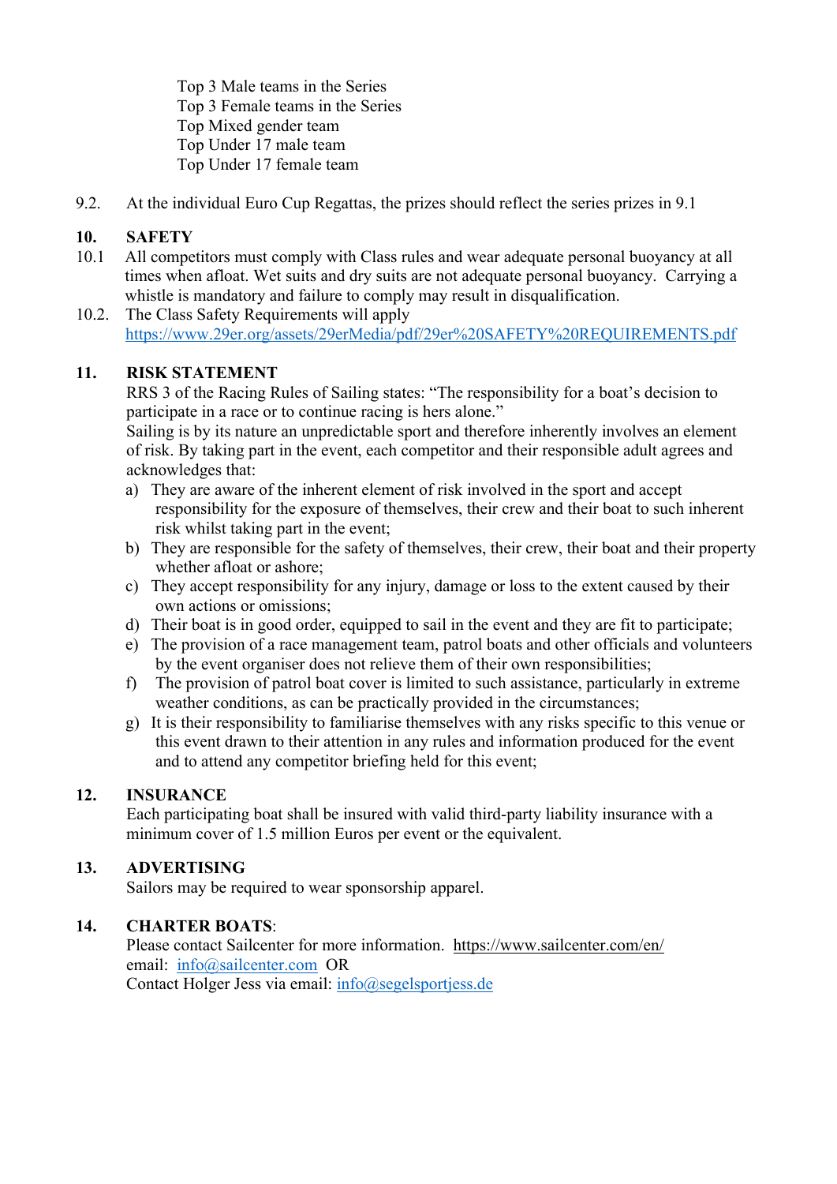Top 3 Male teams in the Series
Top 3 Female teams in the Series
Top Mixed gender team
Top Under 17 male team
Top Under 17 female team

9.2. At the individual Euro Cup Regattas, the prizes should reflect the series prizes in 9.1

## 10. SAFETY

10.1 All competitors must comply with Class rules and wear adequate personal buoyancy at all times when afloat. Wet suits and dry suits are not adequate personal buoyancy. Carrying a whistle is mandatory and failure to comply may result in disqualification.

10.2. The Class Safety Requirements will apply
https://www.29er.org/assets/29erMedia/pdf/29er%20SAFETY%20REQUIREMENTS.pdf

## 11. RISK STATEMENT

RRS 3 of the Racing Rules of Sailing states: "The responsibility for a boat's decision to participate in a race or to continue racing is hers alone."
Sailing is by its nature an unpredictable sport and therefore inherently involves an element of risk. By taking part in the event, each competitor and their responsible adult agrees and acknowledges that:

a) They are aware of the inherent element of risk involved in the sport and accept responsibility for the exposure of themselves, their crew and their boat to such inherent risk whilst taking part in the event;
b) They are responsible for the safety of themselves, their crew, their boat and their property whether afloat or ashore;
c) They accept responsibility for any injury, damage or loss to the extent caused by their own actions or omissions;
d) Their boat is in good order, equipped to sail in the event and they are fit to participate;
e) The provision of a race management team, patrol boats and other officials and volunteers by the event organiser does not relieve them of their own responsibilities;
f) The provision of patrol boat cover is limited to such assistance, particularly in extreme weather conditions, as can be practically provided in the circumstances;
g) It is their responsibility to familiarise themselves with any risks specific to this venue or this event drawn to their attention in any rules and information produced for the event and to attend any competitor briefing held for this event;

## 12. INSURANCE

Each participating boat shall be insured with valid third-party liability insurance with a minimum cover of 1.5 million Euros per event or the equivalent.

## 13. ADVERTISING

Sailors may be required to wear sponsorship apparel.

## 14. CHARTER BOATS:

Please contact Sailcenter for more information. https://www.sailcenter.com/en/
email: info@sailcenter.com OR
Contact Holger Jess via email: info@segelsportjess.de